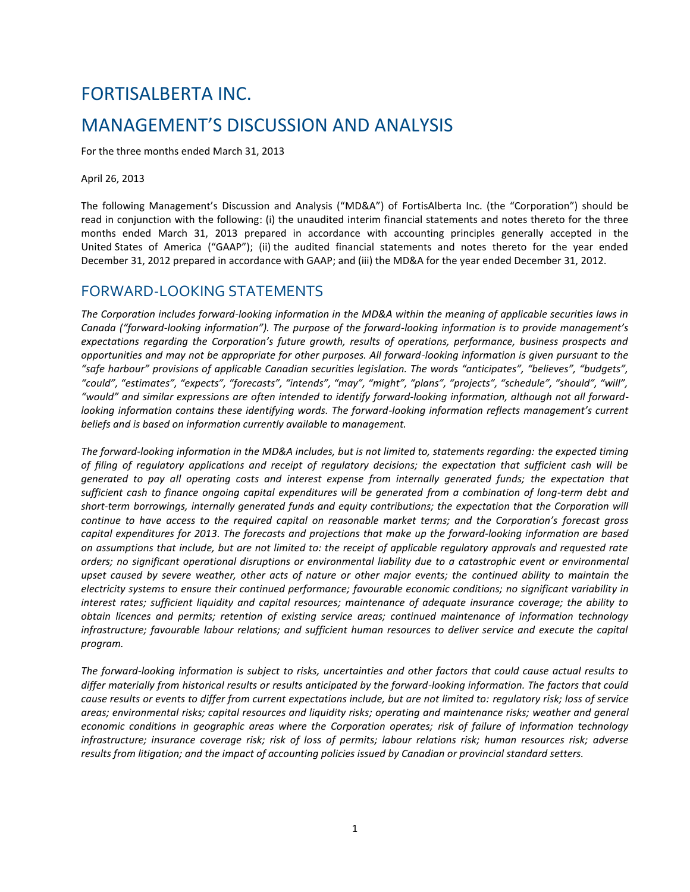# FORTISALBERTA INC.

# MANAGEMENT'S DISCUSSION AND ANALYSIS

For the three months ended March 31, 2013

April 26, 2013

The following Management's Discussion and Analysis ("MD&A") of FortisAlberta Inc. (the "Corporation") should be read in conjunction with the following: (i) the unaudited interim financial statements and notes thereto for the three months ended March 31, 2013 prepared in accordance with accounting principles generally accepted in the United States of America ("GAAP"); (ii) the audited financial statements and notes thereto for the year ended December 31, 2012 prepared in accordance with GAAP; and (iii) the MD&A for the year ended December 31, 2012.

## FORWARD-LOOKING STATEMENTS

*The Corporation includes forward-looking information in the MD&A within the meaning of applicable securities laws in Canada ("forward-looking information"). The purpose of the forward-looking information is to provide management's expectations regarding the Corporation's future growth, results of operations, performance, business prospects and opportunities and may not be appropriate for other purposes. All forward-looking information is given pursuant to the "safe harbour" provisions of applicable Canadian securities legislation. The words "anticipates", "believes", "budgets", "could", "estimates", "expects", "forecasts", "intends", "may", "might", "plans", "projects", "schedule", "should", "will", "would" and similar expressions are often intended to identify forward-looking information, although not all forward-looking information contains these identifying words. The forward-looking information reflects management's current beliefs and is based on information currently available to management.*

*The forward-looking information in the MD&A includes, but is not limited to, statements regarding: the expected timing of filing of regulatory applications and receipt of regulatory decisions; the expectation that sufficient cash will be generated to pay all operating costs and interest expense from internally generated funds; the expectation that sufficient cash to finance ongoing capital expenditures will be generated from a combination of long-term debt and short-term borrowings, internally generated funds and equity contributions; the expectation that the Corporation will continue to have access to the required capital on reasonable market terms; and the Corporation's forecast gross capital expenditures for 2013. The forecasts and projections that make up the forward-looking information are based on assumptions that include, but are not limited to: the receipt of applicable regulatory approvals and requested rate orders; no significant operational disruptions or environmental liability due to a catastrophic event or environmental upset caused by severe weather, other acts of nature or other major events; the continued ability to maintain the electricity systems to ensure their continued performance; favourable economic conditions; no significant variability in interest rates; sufficient liquidity and capital resources; maintenance of adequate insurance coverage; the ability to obtain licences and permits; retention of existing service areas; continued maintenance of information technology infrastructure; favourable labour relations; and sufficient human resources to deliver service and execute the capital program.*

*The forward-looking information is subject to risks, uncertainties and other factors that could cause actual results to differ materially from historical results or results anticipated by the forward-looking information. The factors that could cause results or events to differ from current expectations include, but are not limited to: regulatory risk; loss of service areas; environmental risks; capital resources and liquidity risks; operating and maintenance risks; weather and general economic conditions in geographic areas where the Corporation operates; risk of failure of information technology infrastructure; insurance coverage risk; risk of loss of permits; labour relations risk; human resources risk; adverse results from litigation; and the impact of accounting policies issued by Canadian or provincial standard setters.*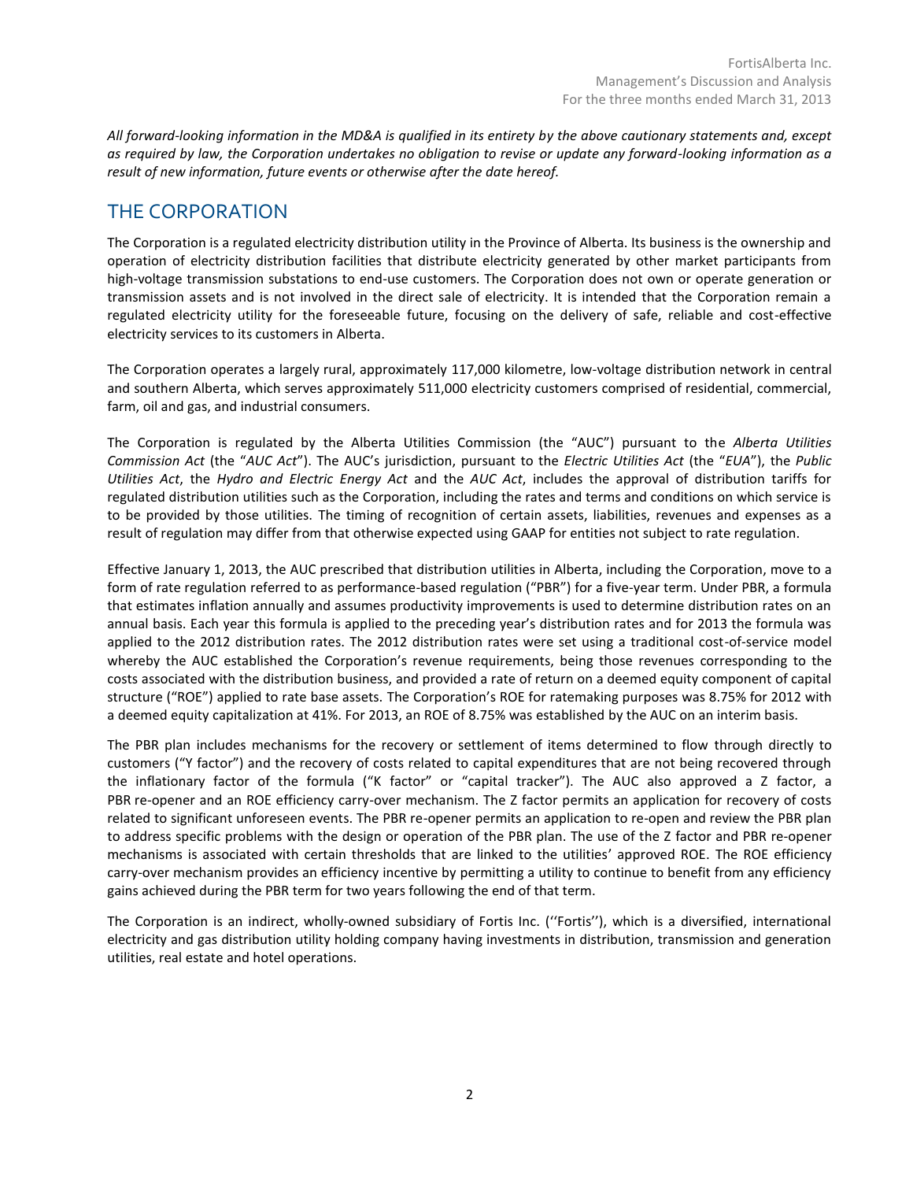*All forward-looking information in the MD&A is qualified in its entirety by the above cautionary statements and, except as required by law, the Corporation undertakes no obligation to revise or update any forward-looking information as a result of new information, future events or otherwise after the date hereof.*

## THE CORPORATION

The Corporation is a regulated electricity distribution utility in the Province of Alberta. Its business is the ownership and operation of electricity distribution facilities that distribute electricity generated by other market participants from high-voltage transmission substations to end-use customers. The Corporation does not own or operate generation or transmission assets and is not involved in the direct sale of electricity. It is intended that the Corporation remain a regulated electricity utility for the foreseeable future, focusing on the delivery of safe, reliable and cost-effective electricity services to its customers in Alberta.

The Corporation operates a largely rural, approximately 117,000 kilometre, low-voltage distribution network in central and southern Alberta, which serves approximately 511,000 electricity customers comprised of residential, commercial, farm, oil and gas, and industrial consumers.

The Corporation is regulated by the Alberta Utilities Commission (the "AUC") pursuant to the *Alberta Utilities Commission Act* (the "*AUC Act*"). The AUC's jurisdiction, pursuant to the *Electric Utilities Act* (the "*EUA*"), the *Public Utilities Act*, the *Hydro and Electric Energy Act* and the *AUC Act*, includes the approval of distribution tariffs for regulated distribution utilities such as the Corporation, including the rates and terms and conditions on which service is to be provided by those utilities. The timing of recognition of certain assets, liabilities, revenues and expenses as a result of regulation may differ from that otherwise expected using GAAP for entities not subject to rate regulation.

Effective January 1, 2013, the AUC prescribed that distribution utilities in Alberta, including the Corporation, move to a form of rate regulation referred to as performance-based regulation ("PBR") for a five-year term. Under PBR, a formula that estimates inflation annually and assumes productivity improvements is used to determine distribution rates on an annual basis. Each year this formula is applied to the preceding year's distribution rates and for 2013 the formula was applied to the 2012 distribution rates. The 2012 distribution rates were set using a traditional cost-of-service model whereby the AUC established the Corporation's revenue requirements, being those revenues corresponding to the costs associated with the distribution business, and provided a rate of return on a deemed equity component of capital structure ("ROE") applied to rate base assets. The Corporation's ROE for ratemaking purposes was 8.75% for 2012 with a deemed equity capitalization at 41%. For 2013, an ROE of 8.75% was established by the AUC on an interim basis.

The PBR plan includes mechanisms for the recovery or settlement of items determined to flow through directly to customers ("Y factor") and the recovery of costs related to capital expenditures that are not being recovered through the inflationary factor of the formula ("K factor" or "capital tracker"). The AUC also approved a Z factor, a PBR re-opener and an ROE efficiency carry-over mechanism. The Z factor permits an application for recovery of costs related to significant unforeseen events. The PBR re-opener permits an application to re-open and review the PBR plan to address specific problems with the design or operation of the PBR plan. The use of the Z factor and PBR re-opener mechanisms is associated with certain thresholds that are linked to the utilities' approved ROE. The ROE efficiency carry-over mechanism provides an efficiency incentive by permitting a utility to continue to benefit from any efficiency gains achieved during the PBR term for two years following the end of that term.

The Corporation is an indirect, wholly-owned subsidiary of Fortis Inc. (''Fortis''), which is a diversified, international electricity and gas distribution utility holding company having investments in distribution, transmission and generation utilities, real estate and hotel operations.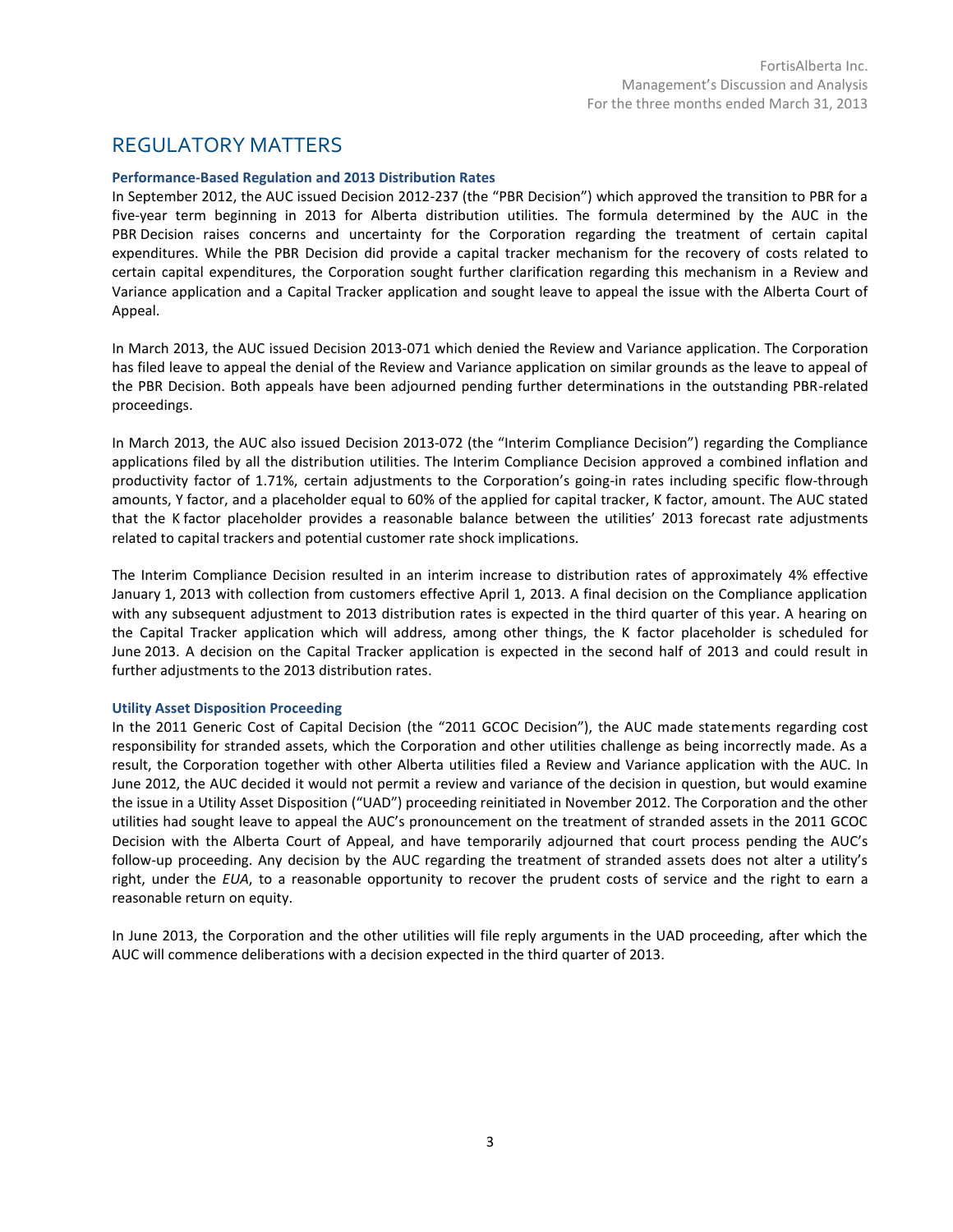# REGULATORY MATTERS

### Performance-Based Regulation and 2013 Distribution Rates

In September 2012, the AUC issued Decision 2012-237 (the "PBR Decision") which approved the transition to PBR for a five-year term beginning in 2013 for Alberta distribution utilities. The formula determined by the AUC in the PBR Decision raises concerns and uncertainty for the Corporation regarding the treatment of certain capital expenditures. While the PBR Decision did provide a capital tracker mechanism for the recovery of costs related to certain capital expenditures, the Corporation sought further clarification regarding this mechanism in a Review and Variance application and a Capital Tracker application and sought leave to appeal the issue with the Alberta Court of Appeal.

In March 2013, the AUC issued Decision 2013-071 which denied the Review and Variance application. The Corporation has filed leave to appeal the denial of the Review and Variance application on similar grounds as the leave to appeal of the PBR Decision. Both appeals have been adjourned pending further determinations in the outstanding PBR-related proceedings.

In March 2013, the AUC also issued Decision 2013-072 (the "Interim Compliance Decision") regarding the Compliance applications filed by all the distribution utilities. The Interim Compliance Decision approved a combined inflation and productivity factor of 1.71%, certain adjustments to the Corporation's going-in rates including specific flow-through amounts, Y factor, and a placeholder equal to 60% of the applied for capital tracker, K factor, amount. The AUC stated that the K factor placeholder provides a reasonable balance between the utilities' 2013 forecast rate adjustments related to capital trackers and potential customer rate shock implications.

The Interim Compliance Decision resulted in an interim increase to distribution rates of approximately 4% effective January 1, 2013 with collection from customers effective April 1, 2013. A final decision on the Compliance application with any subsequent adjustment to 2013 distribution rates is expected in the third quarter of this year. A hearing on the Capital Tracker application which will address, among other things, the K factor placeholder is scheduled for June 2013. A decision on the Capital Tracker application is expected in the second half of 2013 and could result in further adjustments to the 2013 distribution rates.

### Utility Asset Disposition Proceeding

In the 2011 Generic Cost of Capital Decision (the "2011 GCOC Decision"), the AUC made statements regarding cost responsibility for stranded assets, which the Corporation and other utilities challenge as being incorrectly made. As a result, the Corporation together with other Alberta utilities filed a Review and Variance application with the AUC. In June 2012, the AUC decided it would not permit a review and variance of the decision in question, but would examine the issue in a Utility Asset Disposition ("UAD") proceeding reinitiated in November 2012. The Corporation and the other utilities had sought leave to appeal the AUC's pronouncement on the treatment of stranded assets in the 2011 GCOC Decision with the Alberta Court of Appeal, and have temporarily adjourned that court process pending the AUC's follow-up proceeding. Any decision by the AUC regarding the treatment of stranded assets does not alter a utility's right, under the *EUA*, to a reasonable opportunity to recover the prudent costs of service and the right to earn a reasonable return on equity.

In June 2013, the Corporation and the other utilities will file reply arguments in the UAD proceeding, after which the AUC will commence deliberations with a decision expected in the third quarter of 2013.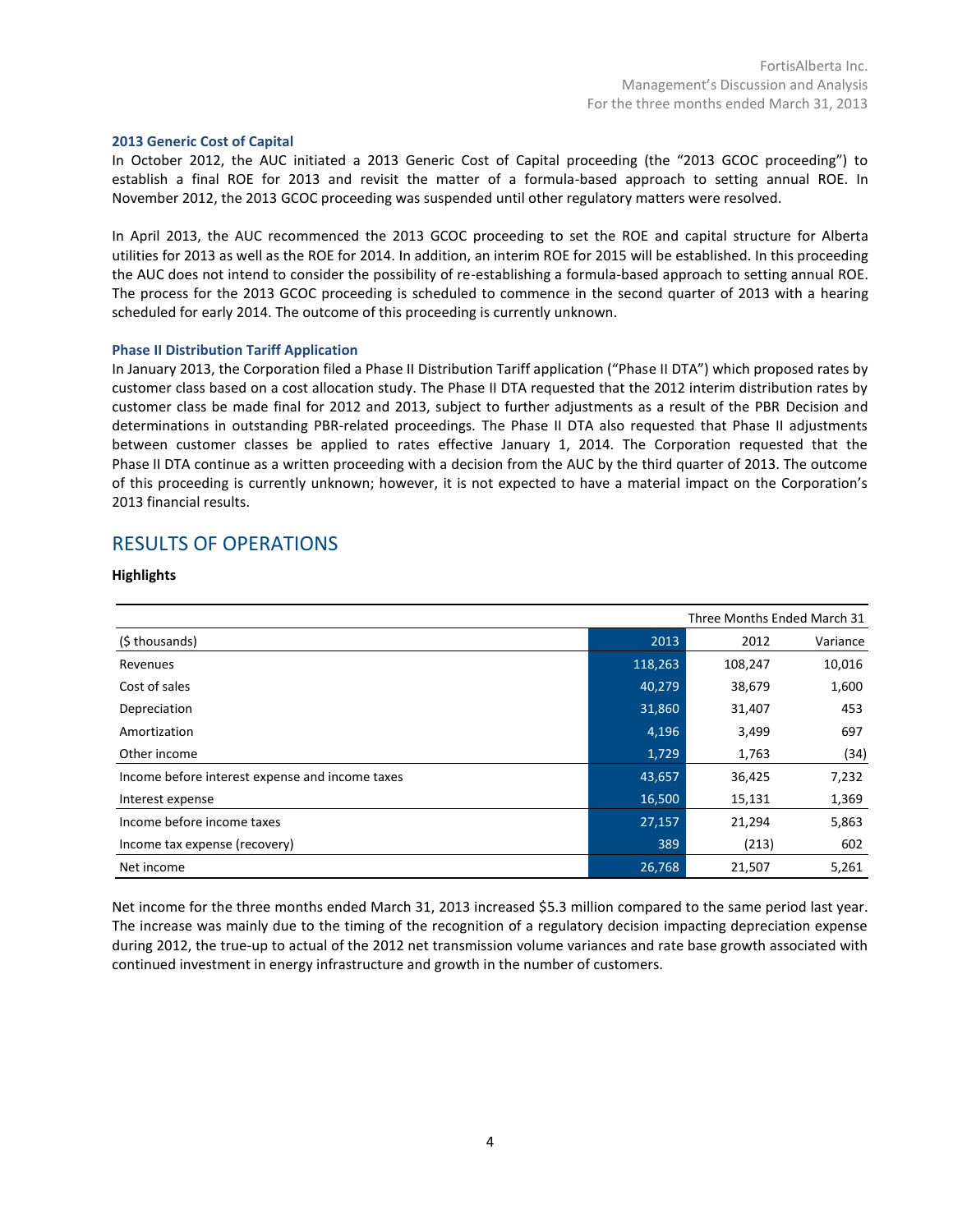### 2013 Generic Cost of Capital

In October 2012, the AUC initiated a 2013 Generic Cost of Capital proceeding (the "2013 GCOC proceeding") to establish a final ROE for 2013 and revisit the matter of a formula-based approach to setting annual ROE. In November 2012, the 2013 GCOC proceeding was suspended until other regulatory matters were resolved.

In April 2013, the AUC recommenced the 2013 GCOC proceeding to set the ROE and capital structure for Alberta utilities for 2013 as well as the ROE for 2014. In addition, an interim ROE for 2015 will be established. In this proceeding the AUC does not intend to consider the possibility of re-establishing a formula-based approach to setting annual ROE. The process for the 2013 GCOC proceeding is scheduled to commence in the second quarter of 2013 with a hearing scheduled for early 2014. The outcome of this proceeding is currently unknown.

### Phase II Distribution Tariff Application

In January 2013, the Corporation filed a Phase II Distribution Tariff application ("Phase II DTA") which proposed rates by customer class based on a cost allocation study. The Phase II DTA requested that the 2012 interim distribution rates by customer class be made final for 2012 and 2013, subject to further adjustments as a result of the PBR Decision and determinations in outstanding PBR-related proceedings. The Phase II DTA also requested that Phase II adjustments between customer classes be applied to rates effective January 1, 2014. The Corporation requested that the Phase II DTA continue as a written proceeding with a decision from the AUC by the third quarter of 2013. The outcome of this proceeding is currently unknown; however, it is not expected to have a material impact on the Corporation's 2013 financial results.

## RESULTS OF OPERATIONS

**Highlights**

| | Three Months Ended March 31 | | |
|---|---|---|---|
| ($ thousands) | 2013 | 2012 | Variance |
| Revenues | 118,263 | 108,247 | 10,016 |
| Cost of sales | 40,279 | 38,679 | 1,600 |
| Depreciation | 31,860 | 31,407 | 453 |
| Amortization | 4,196 | 3,499 | 697 |
| Other income | 1,729 | 1,763 | (34) |
| Income before interest expense and income taxes | 43,657 | 36,425 | 7,232 |
| Interest expense | 16,500 | 15,131 | 1,369 |
| Income before income taxes | 27,157 | 21,294 | 5,863 |
| Income tax expense (recovery) | 389 | (213) | 602 |
| Net income | 26,768 | 21,507 | 5,261 |

Net income for the three months ended March 31, 2013 increased $5.3 million compared to the same period last year. The increase was mainly due to the timing of the recognition of a regulatory decision impacting depreciation expense during 2012, the true-up to actual of the 2012 net transmission volume variances and rate base growth associated with continued investment in energy infrastructure and growth in the number of customers.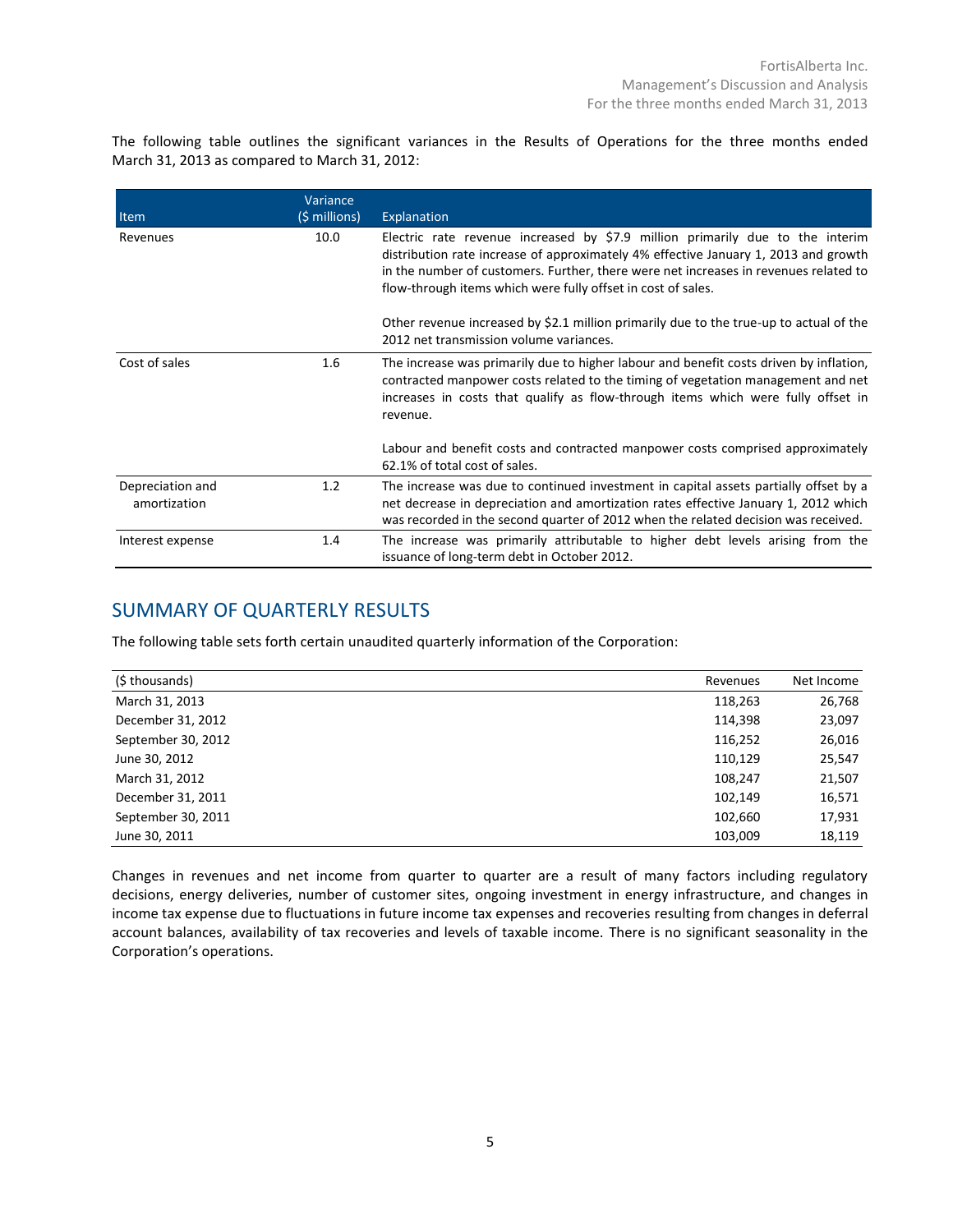The following table outlines the significant variances in the Results of Operations for the three months ended March 31, 2013 as compared to March 31, 2012:

| Item | Variance ($ millions) | Explanation |
|---|---|---|
| Revenues | 10.0 | Electric rate revenue increased by $7.9 million primarily due to the interim distribution rate increase of approximately 4% effective January 1, 2013 and growth in the number of customers. Further, there were net increases in revenues related to flow-through items which were fully offset in cost of sales.<br><br>Other revenue increased by $2.1 million primarily due to the true-up to actual of the 2012 net transmission volume variances. |
| Cost of sales | 1.6 | The increase was primarily due to higher labour and benefit costs driven by inflation, contracted manpower costs related to the timing of vegetation management and net increases in costs that qualify as flow-through items which were fully offset in revenue.<br><br>Labour and benefit costs and contracted manpower costs comprised approximately 62.1% of total cost of sales. |
| Depreciation and amortization | 1.2 | The increase was due to continued investment in capital assets partially offset by a net decrease in depreciation and amortization rates effective January 1, 2012 which was recorded in the second quarter of 2012 when the related decision was received. |
| Interest expense | 1.4 | The increase was primarily attributable to higher debt levels arising from the issuance of long-term debt in October 2012. |

## SUMMARY OF QUARTERLY RESULTS

The following table sets forth certain unaudited quarterly information of the Corporation:

| ($ thousands) | Revenues | Net Income |
|---|---|---|
| March 31, 2013 | 118,263 | 26,768 |
| December 31, 2012 | 114,398 | 23,097 |
| September 30, 2012 | 116,252 | 26,016 |
| June 30, 2012 | 110,129 | 25,547 |
| March 31, 2012 | 108,247 | 21,507 |
| December 31, 2011 | 102,149 | 16,571 |
| September 30, 2011 | 102,660 | 17,931 |
| June 30, 2011 | 103,009 | 18,119 |

Changes in revenues and net income from quarter to quarter are a result of many factors including regulatory decisions, energy deliveries, number of customer sites, ongoing investment in energy infrastructure, and changes in income tax expense due to fluctuations in future income tax expenses and recoveries resulting from changes in deferral account balances, availability of tax recoveries and levels of taxable income. There is no significant seasonality in the Corporation's operations.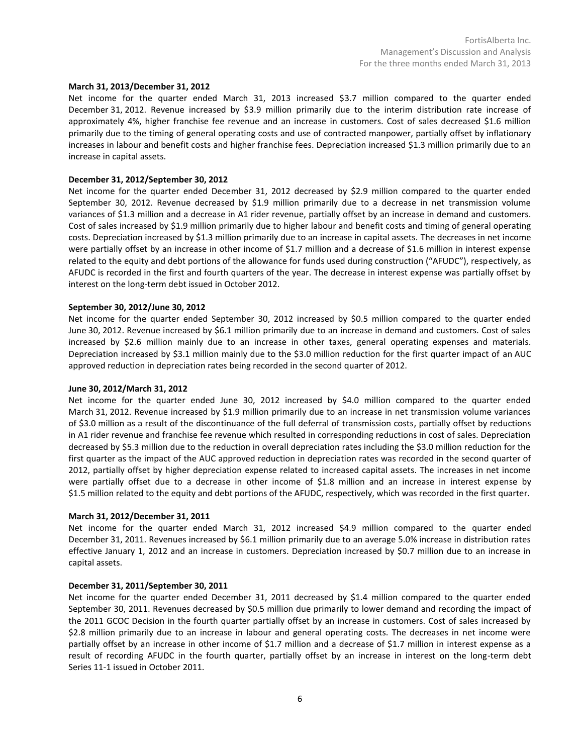**March 31, 2013/December 31, 2012**

Net income for the quarter ended March 31, 2013 increased $3.7 million compared to the quarter ended December 31, 2012. Revenue increased by $3.9 million primarily due to the interim distribution rate increase of approximately 4%, higher franchise fee revenue and an increase in customers. Cost of sales decreased $1.6 million primarily due to the timing of general operating costs and use of contracted manpower, partially offset by inflationary increases in labour and benefit costs and higher franchise fees. Depreciation increased $1.3 million primarily due to an increase in capital assets.

**December 31, 2012/September 30, 2012**

Net income for the quarter ended December 31, 2012 decreased by $2.9 million compared to the quarter ended September 30, 2012. Revenue decreased by $1.9 million primarily due to a decrease in net transmission volume variances of $1.3 million and a decrease in A1 rider revenue, partially offset by an increase in demand and customers. Cost of sales increased by $1.9 million primarily due to higher labour and benefit costs and timing of general operating costs. Depreciation increased by $1.3 million primarily due to an increase in capital assets. The decreases in net income were partially offset by an increase in other income of $1.7 million and a decrease of $1.6 million in interest expense related to the equity and debt portions of the allowance for funds used during construction ("AFUDC"), respectively, as AFUDC is recorded in the first and fourth quarters of the year. The decrease in interest expense was partially offset by interest on the long-term debt issued in October 2012.

**September 30, 2012/June 30, 2012**

Net income for the quarter ended September 30, 2012 increased by $0.5 million compared to the quarter ended June 30, 2012. Revenue increased by $6.1 million primarily due to an increase in demand and customers. Cost of sales increased by $2.6 million mainly due to an increase in other taxes, general operating expenses and materials. Depreciation increased by $3.1 million mainly due to the $3.0 million reduction for the first quarter impact of an AUC approved reduction in depreciation rates being recorded in the second quarter of 2012.

**June 30, 2012/March 31, 2012**

Net income for the quarter ended June 30, 2012 increased by $4.0 million compared to the quarter ended March 31, 2012. Revenue increased by $1.9 million primarily due to an increase in net transmission volume variances of $3.0 million as a result of the discontinuance of the full deferral of transmission costs, partially offset by reductions in A1 rider revenue and franchise fee revenue which resulted in corresponding reductions in cost of sales. Depreciation decreased by $5.3 million due to the reduction in overall depreciation rates including the $3.0 million reduction for the first quarter as the impact of the AUC approved reduction in depreciation rates was recorded in the second quarter of 2012, partially offset by higher depreciation expense related to increased capital assets. The increases in net income were partially offset due to a decrease in other income of $1.8 million and an increase in interest expense by $1.5 million related to the equity and debt portions of the AFUDC, respectively, which was recorded in the first quarter.

**March 31, 2012/December 31, 2011**

Net income for the quarter ended March 31, 2012 increased $4.9 million compared to the quarter ended December 31, 2011. Revenues increased by $6.1 million primarily due to an average 5.0% increase in distribution rates effective January 1, 2012 and an increase in customers. Depreciation increased by $0.7 million due to an increase in capital assets.

**December 31, 2011/September 30, 2011**

Net income for the quarter ended December 31, 2011 decreased by $1.4 million compared to the quarter ended September 30, 2011. Revenues decreased by $0.5 million due primarily to lower demand and recording the impact of the 2011 GCOC Decision in the fourth quarter partially offset by an increase in customers. Cost of sales increased by $2.8 million primarily due to an increase in labour and general operating costs. The decreases in net income were partially offset by an increase in other income of $1.7 million and a decrease of $1.7 million in interest expense as a result of recording AFUDC in the fourth quarter, partially offset by an increase in interest on the long-term debt Series 11-1 issued in October 2011.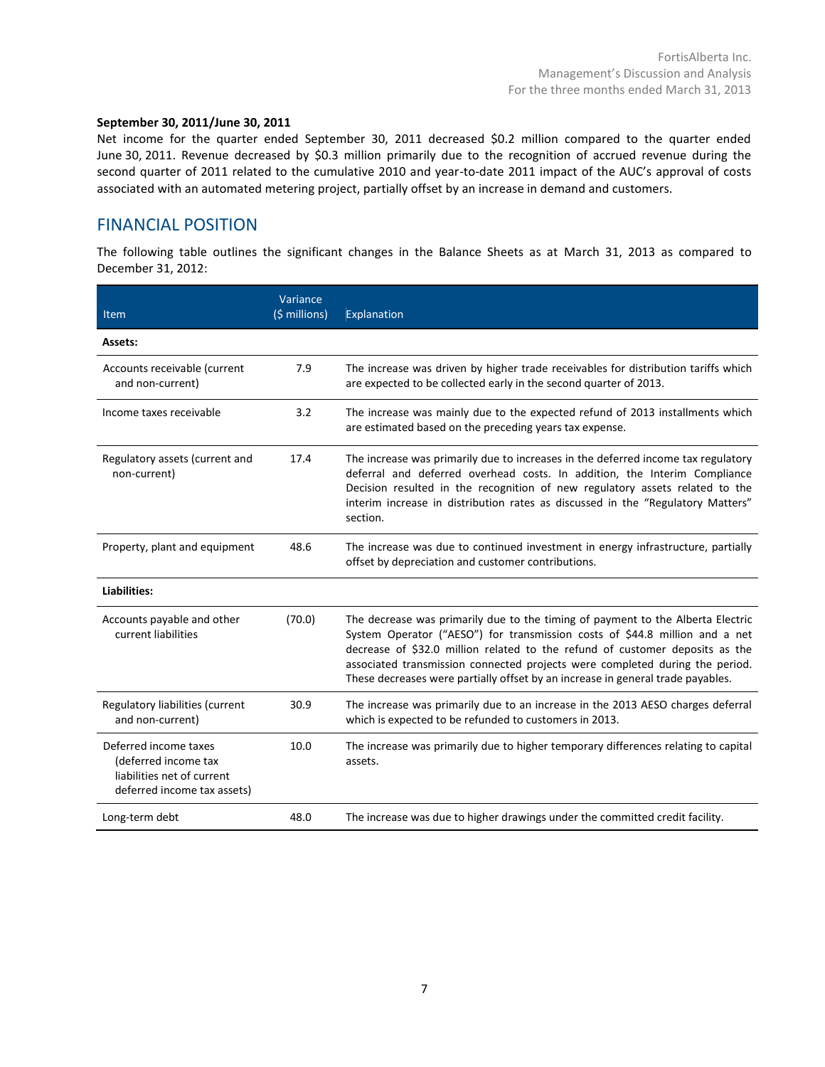**September 30, 2011/June 30, 2011**

Net income for the quarter ended September 30, 2011 decreased $0.2 million compared to the quarter ended June 30, 2011. Revenue decreased by $0.3 million primarily due to the recognition of accrued revenue during the second quarter of 2011 related to the cumulative 2010 and year-to-date 2011 impact of the AUC's approval of costs associated with an automated metering project, partially offset by an increase in demand and customers.

## FINANCIAL POSITION

The following table outlines the significant changes in the Balance Sheets as at March 31, 2013 as compared to December 31, 2012:

| Item | Variance ($ millions) | Explanation |
|---|---|---|
| **Assets:** | | |
| Accounts receivable (current and non-current) | 7.9 | The increase was driven by higher trade receivables for distribution tariffs which are expected to be collected early in the second quarter of 2013. |
| Income taxes receivable | 3.2 | The increase was mainly due to the expected refund of 2013 installments which are estimated based on the preceding years tax expense. |
| Regulatory assets (current and non-current) | 17.4 | The increase was primarily due to increases in the deferred income tax regulatory deferral and deferred overhead costs. In addition, the Interim Compliance Decision resulted in the recognition of new regulatory assets related to the interim increase in distribution rates as discussed in the "Regulatory Matters" section. |
| Property, plant and equipment | 48.6 | The increase was due to continued investment in energy infrastructure, partially offset by depreciation and customer contributions. |
| **Liabilities:** | | |
| Accounts payable and other current liabilities | (70.0) | The decrease was primarily due to the timing of payment to the Alberta Electric System Operator ("AESO") for transmission costs of $44.8 million and a net decrease of $32.0 million related to the refund of customer deposits as the associated transmission connected projects were completed during the period. These decreases were partially offset by an increase in general trade payables. |
| Regulatory liabilities (current and non-current) | 30.9 | The increase was primarily due to an increase in the 2013 AESO charges deferral which is expected to be refunded to customers in 2013. |
| Deferred income taxes (deferred income tax liabilities net of current deferred income tax assets) | 10.0 | The increase was primarily due to higher temporary differences relating to capital assets. |
| Long-term debt | 48.0 | The increase was due to higher drawings under the committed credit facility. |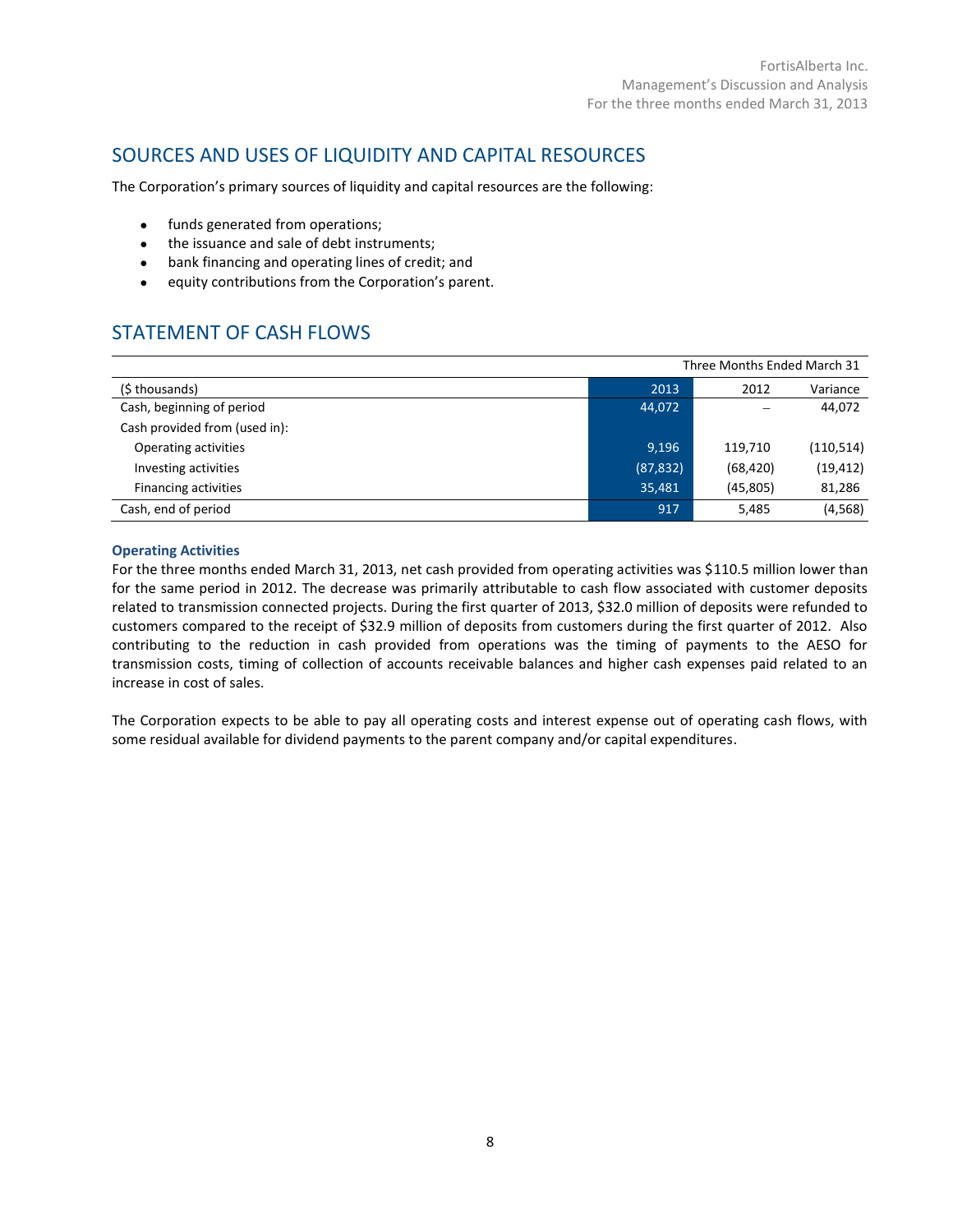## SOURCES AND USES OF LIQUIDITY AND CAPITAL RESOURCES

The Corporation's primary sources of liquidity and capital resources are the following:

- funds generated from operations;
- the issuance and sale of debt instruments;
- bank financing and operating lines of credit; and
- equity contributions from the Corporation's parent.

## STATEMENT OF CASH FLOWS

| | Three Months Ended March 31 | | |
|---|---|---|---|
| ($ thousands) | 2013 | 2012 | Variance |
| Cash, beginning of period | 44,072 | – | 44,072 |
| Cash provided from (used in): | | | |
| Operating activities | 9,196 | 119,710 | (110,514) |
| Investing activities | (87,832) | (68,420) | (19,412) |
| Financing activities | 35,481 | (45,805) | 81,286 |
| Cash, end of period | 917 | 5,485 | (4,568) |

**Operating Activities**

For the three months ended March 31, 2013, net cash provided from operating activities was $110.5 million lower than for the same period in 2012. The decrease was primarily attributable to cash flow associated with customer deposits related to transmission connected projects. During the first quarter of 2013, $32.0 million of deposits were refunded to customers compared to the receipt of $32.9 million of deposits from customers during the first quarter of 2012. Also contributing to the reduction in cash provided from operations was the timing of payments to the AESO for transmission costs, timing of collection of accounts receivable balances and higher cash expenses paid related to an increase in cost of sales.

The Corporation expects to be able to pay all operating costs and interest expense out of operating cash flows, with some residual available for dividend payments to the parent company and/or capital expenditures.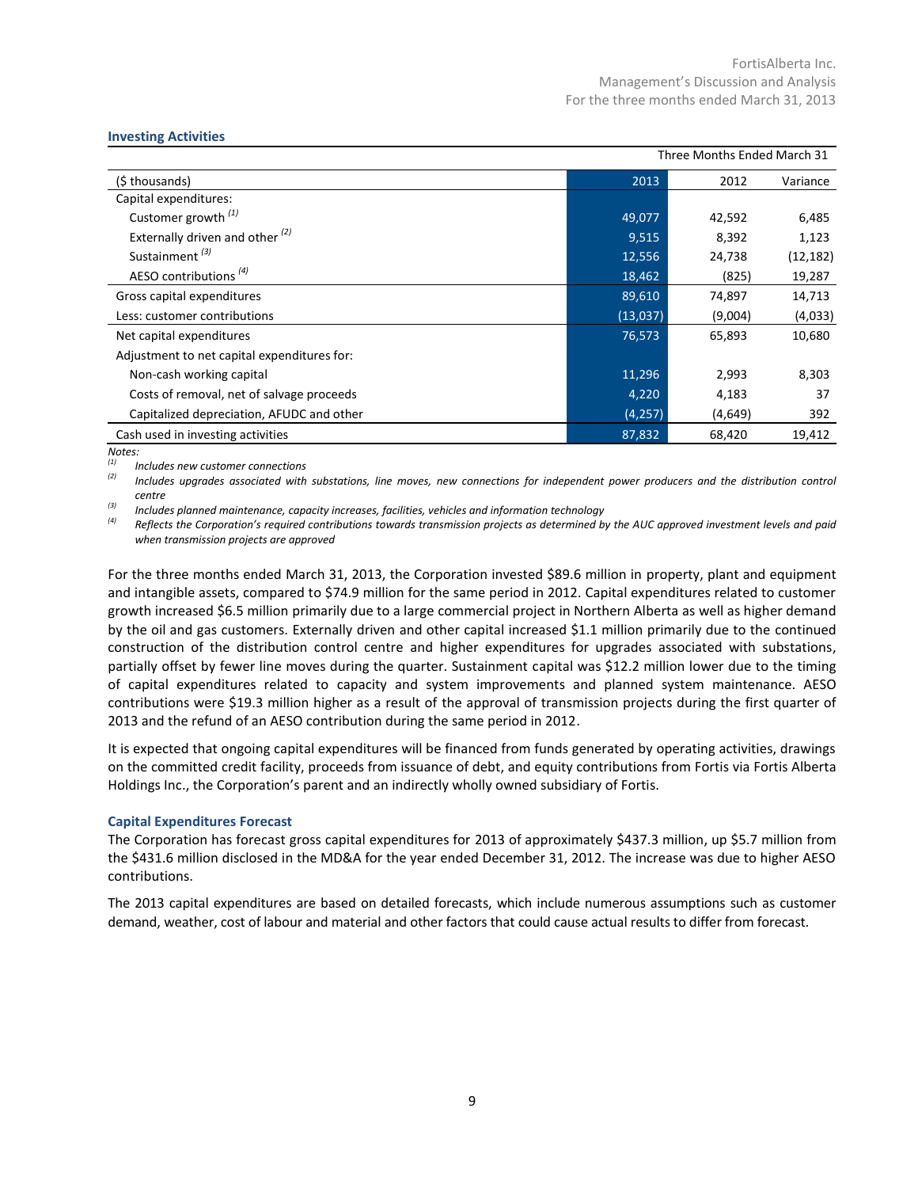### Investing Activities

| | Three Months Ended March 31 | | |
|---|---|---|---|
| ($ thousands) | 2013 | 2012 | Variance |
| Capital expenditures: | | | |
| Customer growth [(1)] | 49,077 | 42,592 | 6,485 |
| Externally driven and other [(2)] | 9,515 | 8,392 | 1,123 |
| Sustainment [(3)] | 12,556 | 24,738 | (12,182) |
| AESO contributions [(4)] | 18,462 | (825) | 19,287 |
| Gross capital expenditures | 89,610 | 74,897 | 14,713 |
| Less: customer contributions | (13,037) | (9,004) | (4,033) |
| Net capital expenditures | 76,573 | 65,893 | 10,680 |
| Adjustment to net capital expenditures for: | | | |
| Non-cash working capital | 11,296 | 2,993 | 8,303 |
| Costs of removal, net of salvage proceeds | 4,220 | 4,183 | 37 |
| Capitalized depreciation, AFUDC and other | (4,257) | (4,649) | 392 |
| Cash used in investing activities | 87,832 | 68,420 | 19,412 |

*Notes:*

[(1)] *Includes new customer connections*

[(2)] *Includes upgrades associated with substations, line moves, new connections for independent power producers and the distribution control centre*

[(3)] *Includes planned maintenance, capacity increases, facilities, vehicles and information technology*

[(4)] *Reflects the Corporation's required contributions towards transmission projects as determined by the AUC approved investment levels and paid when transmission projects are approved*

For the three months ended March 31, 2013, the Corporation invested $89.6 million in property, plant and equipment and intangible assets, compared to $74.9 million for the same period in 2012. Capital expenditures related to customer growth increased $6.5 million primarily due to a large commercial project in Northern Alberta as well as higher demand by the oil and gas customers. Externally driven and other capital increased $1.1 million primarily due to the continued construction of the distribution control centre and higher expenditures for upgrades associated with substations, partially offset by fewer line moves during the quarter. Sustainment capital was $12.2 million lower due to the timing of capital expenditures related to capacity and system improvements and planned system maintenance. AESO contributions were $19.3 million higher as a result of the approval of transmission projects during the first quarter of 2013 and the refund of an AESO contribution during the same period in 2012.

It is expected that ongoing capital expenditures will be financed from funds generated by operating activities, drawings on the committed credit facility, proceeds from issuance of debt, and equity contributions from Fortis via Fortis Alberta Holdings Inc., the Corporation's parent and an indirectly wholly owned subsidiary of Fortis.

### Capital Expenditures Forecast

The Corporation has forecast gross capital expenditures for 2013 of approximately $437.3 million, up $5.7 million from the $431.6 million disclosed in the MD&A for the year ended December 31, 2012. The increase was due to higher AESO contributions.

The 2013 capital expenditures are based on detailed forecasts, which include numerous assumptions such as customer demand, weather, cost of labour and material and other factors that could cause actual results to differ from forecast.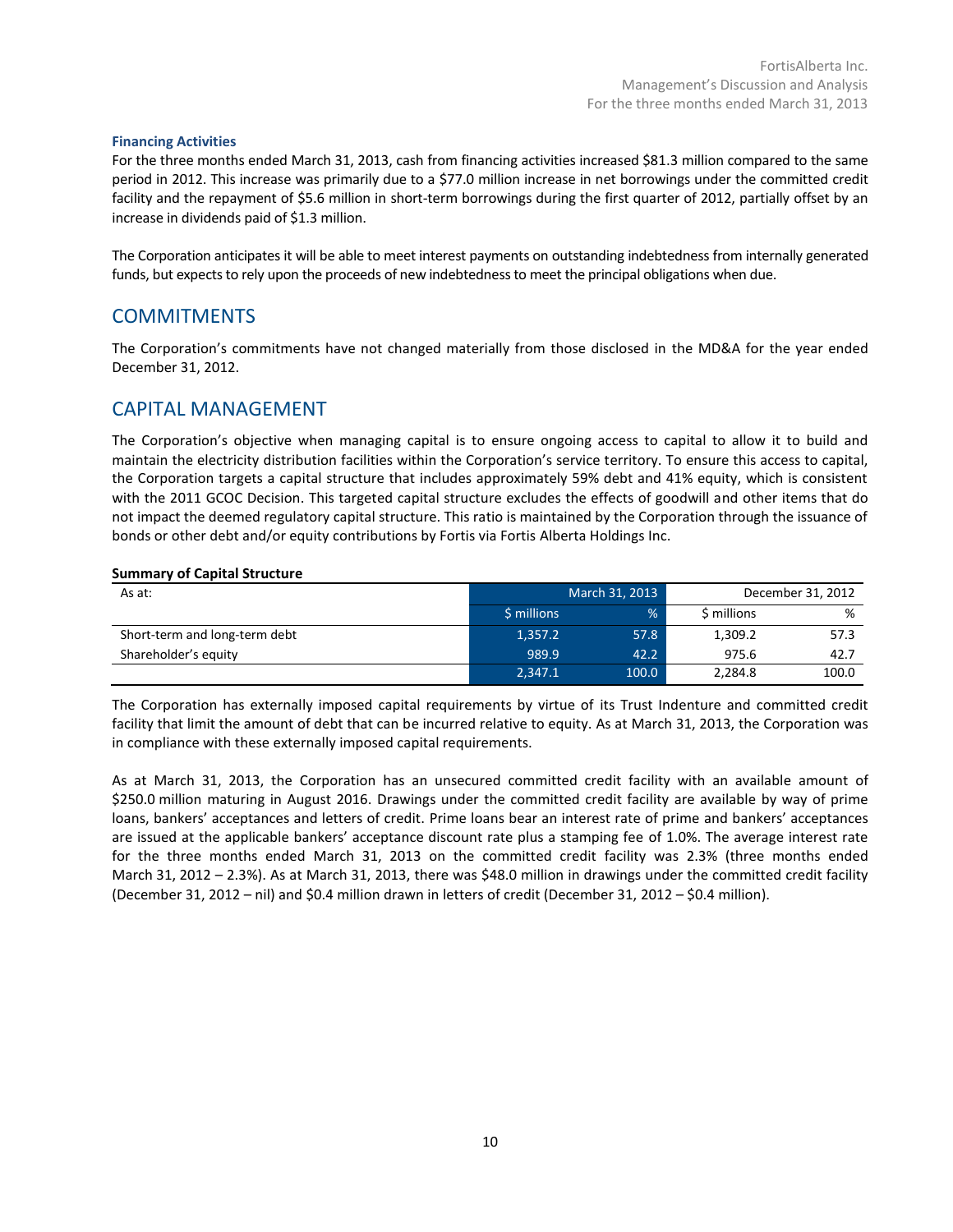#### Financing Activities

For the three months ended March 31, 2013, cash from financing activities increased $81.3 million compared to the same period in 2012. This increase was primarily due to a $77.0 million increase in net borrowings under the committed credit facility and the repayment of $5.6 million in short-term borrowings during the first quarter of 2012, partially offset by an increase in dividends paid of $1.3 million.

The Corporation anticipates it will be able to meet interest payments on outstanding indebtedness from internally generated funds, but expects to rely upon the proceeds of new indebtedness to meet the principal obligations when due.

## COMMITMENTS

The Corporation's commitments have not changed materially from those disclosed in the MD&A for the year ended December 31, 2012.

## CAPITAL MANAGEMENT

The Corporation's objective when managing capital is to ensure ongoing access to capital to allow it to build and maintain the electricity distribution facilities within the Corporation's service territory. To ensure this access to capital, the Corporation targets a capital structure that includes approximately 59% debt and 41% equity, which is consistent with the 2011 GCOC Decision. This targeted capital structure excludes the effects of goodwill and other items that do not impact the deemed regulatory capital structure. This ratio is maintained by the Corporation through the issuance of bonds or other debt and/or equity contributions by Fortis via Fortis Alberta Holdings Inc.

**Summary of Capital Structure**

| As at: | March 31, 2013 | | December 31, 2012 | |
|---|---|---|---|---|
| | $ millions | % | $ millions | % |
| Short-term and long-term debt | 1,357.2 | 57.8 | 1,309.2 | 57.3 |
| Shareholder's equity | 989.9 | 42.2 | 975.6 | 42.7 |
| | 2,347.1 | 100.0 | 2,284.8 | 100.0 |

The Corporation has externally imposed capital requirements by virtue of its Trust Indenture and committed credit facility that limit the amount of debt that can be incurred relative to equity. As at March 31, 2013, the Corporation was in compliance with these externally imposed capital requirements.

As at March 31, 2013, the Corporation has an unsecured committed credit facility with an available amount of $250.0 million maturing in August 2016. Drawings under the committed credit facility are available by way of prime loans, bankers' acceptances and letters of credit. Prime loans bear an interest rate of prime and bankers' acceptances are issued at the applicable bankers' acceptance discount rate plus a stamping fee of 1.0%. The average interest rate for the three months ended March 31, 2013 on the committed credit facility was 2.3% (three months ended March 31, 2012 – 2.3%). As at March 31, 2013, there was $48.0 million in drawings under the committed credit facility (December 31, 2012 – nil) and $0.4 million drawn in letters of credit (December 31, 2012 – $0.4 million).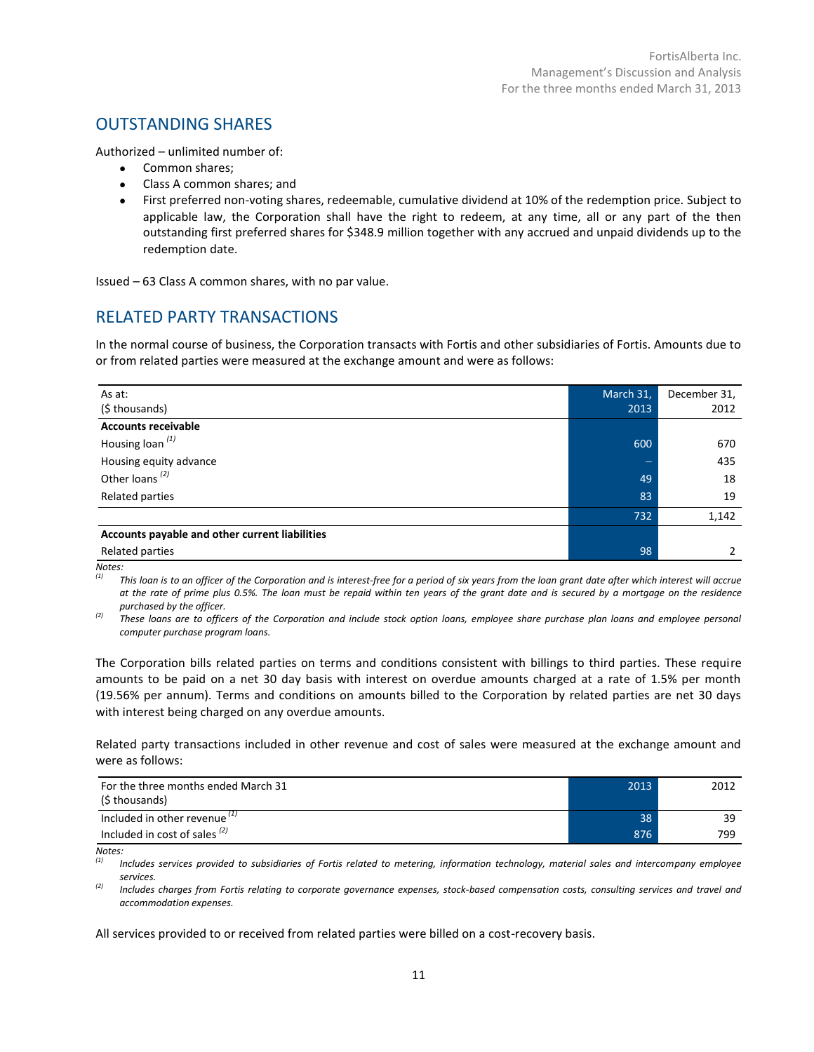## OUTSTANDING SHARES

Authorized – unlimited number of:

- Common shares;
- Class A common shares; and
- First preferred non-voting shares, redeemable, cumulative dividend at 10% of the redemption price. Subject to applicable law, the Corporation shall have the right to redeem, at any time, all or any part of the then outstanding first preferred shares for $348.9 million together with any accrued and unpaid dividends up to the redemption date.

Issued – 63 Class A common shares, with no par value.

## RELATED PARTY TRANSACTIONS

In the normal course of business, the Corporation transacts with Fortis and other subsidiaries of Fortis. Amounts due to or from related parties were measured at the exchange amount and were as follows:

| As at:<br>($ thousands) | March 31,<br>2013 | December 31,<br>2012 |
|---|---|---|
| **Accounts receivable** | | |
| Housing loan [(1)] | 600 | 670 |
| Housing equity advance | – | 435 |
| Other loans [(2)] | 49 | 18 |
| Related parties | 83 | 19 |
| | 732 | 1,142 |
| **Accounts payable and other current liabilities** | | |
| Related parties | 98 | 2 |

*Notes:*

[(1)] *This loan is to an officer of the Corporation and is interest-free for a period of six years from the loan grant date after which interest will accrue at the rate of prime plus 0.5%. The loan must be repaid within ten years of the grant date and is secured by a mortgage on the residence purchased by the officer.*

[(2)] *These loans are to officers of the Corporation and include stock option loans, employee share purchase plan loans and employee personal computer purchase program loans.*

The Corporation bills related parties on terms and conditions consistent with billings to third parties. These require amounts to be paid on a net 30 day basis with interest on overdue amounts charged at a rate of 1.5% per month (19.56% per annum). Terms and conditions on amounts billed to the Corporation by related parties are net 30 days with interest being charged on any overdue amounts.

Related party transactions included in other revenue and cost of sales were measured at the exchange amount and were as follows:

| For the three months ended March 31<br>($ thousands) | 2013 | 2012 |
|---|---|---|
| Included in other revenue [(1)] | 38 | 39 |
| Included in cost of sales [(2)] | 876 | 799 |

*Notes:*

[(1)] *Includes services provided to subsidiaries of Fortis related to metering, information technology, material sales and intercompany employee services.*

[(2)] *Includes charges from Fortis relating to corporate governance expenses, stock-based compensation costs, consulting services and travel and accommodation expenses.*

All services provided to or received from related parties were billed on a cost-recovery basis.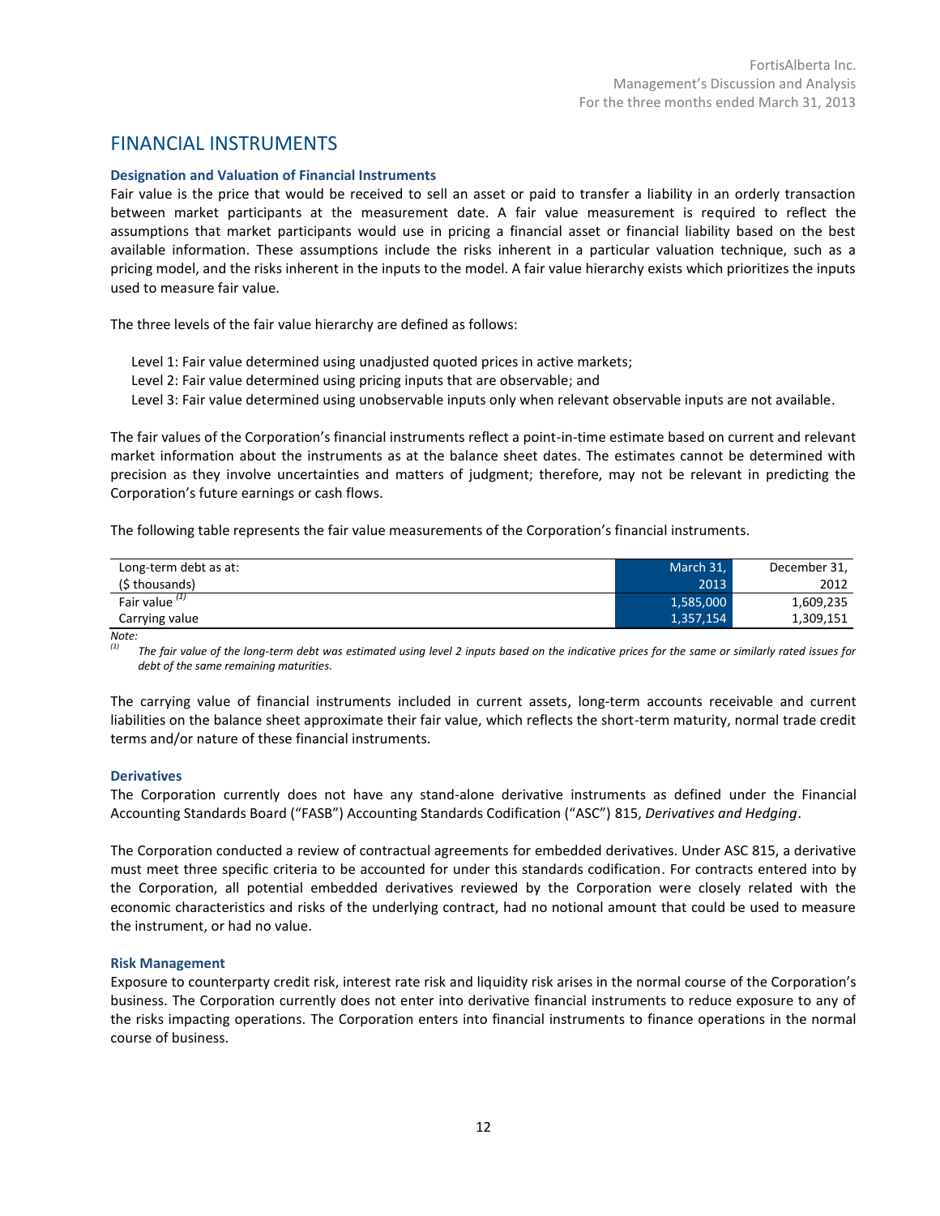# FINANCIAL INSTRUMENTS

### Designation and Valuation of Financial Instruments

Fair value is the price that would be received to sell an asset or paid to transfer a liability in an orderly transaction between market participants at the measurement date. A fair value measurement is required to reflect the assumptions that market participants would use in pricing a financial asset or financial liability based on the best available information. These assumptions include the risks inherent in a particular valuation technique, such as a pricing model, and the risks inherent in the inputs to the model. A fair value hierarchy exists which prioritizes the inputs used to measure fair value.

The three levels of the fair value hierarchy are defined as follows:

Level 1: Fair value determined using unadjusted quoted prices in active markets;
Level 2: Fair value determined using pricing inputs that are observable; and
Level 3: Fair value determined using unobservable inputs only when relevant observable inputs are not available.

The fair values of the Corporation's financial instruments reflect a point-in-time estimate based on current and relevant market information about the instruments as at the balance sheet dates. The estimates cannot be determined with precision as they involve uncertainties and matters of judgment; therefore, may not be relevant in predicting the Corporation's future earnings or cash flows.

The following table represents the fair value measurements of the Corporation's financial instruments.

| Long-term debt as at: ($ thousands) | March 31, 2013 | December 31, 2012 |
|---|---|---|
| Fair value [(1)] | 1,585,000 | 1,609,235 |
| Carrying value | 1,357,154 | 1,309,151 |

*Note:*

*(1) The fair value of the long-term debt was estimated using level 2 inputs based on the indicative prices for the same or similarly rated issues for debt of the same remaining maturities.*

The carrying value of financial instruments included in current assets, long-term accounts receivable and current liabilities on the balance sheet approximate their fair value, which reflects the short-term maturity, normal trade credit terms and/or nature of these financial instruments.

### Derivatives

The Corporation currently does not have any stand-alone derivative instruments as defined under the Financial Accounting Standards Board ("FASB") Accounting Standards Codification ("ASC") 815, *Derivatives and Hedging*.

The Corporation conducted a review of contractual agreements for embedded derivatives. Under ASC 815, a derivative must meet three specific criteria to be accounted for under this standards codification. For contracts entered into by the Corporation, all potential embedded derivatives reviewed by the Corporation were closely related with the economic characteristics and risks of the underlying contract, had no notional amount that could be used to measure the instrument, or had no value.

### Risk Management

Exposure to counterparty credit risk, interest rate risk and liquidity risk arises in the normal course of the Corporation's business. The Corporation currently does not enter into derivative financial instruments to reduce exposure to any of the risks impacting operations. The Corporation enters into financial instruments to finance operations in the normal course of business.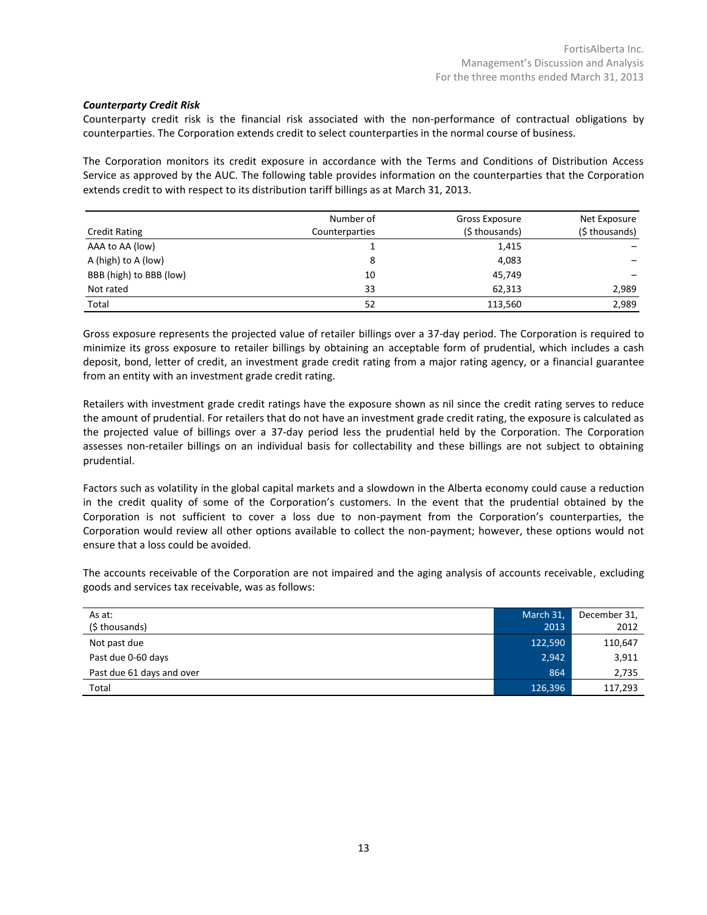### *Counterparty Credit Risk*

Counterparty credit risk is the financial risk associated with the non-performance of contractual obligations by counterparties. The Corporation extends credit to select counterparties in the normal course of business.

The Corporation monitors its credit exposure in accordance with the Terms and Conditions of Distribution Access Service as approved by the AUC. The following table provides information on the counterparties that the Corporation extends credit to with respect to its distribution tariff billings as at March 31, 2013.

| Credit Rating | Number of Counterparties | Gross Exposure ($ thousands) | Net Exposure ($ thousands) |
|---|---|---|---|
| AAA to AA (low) | 1 | 1,415 | – |
| A (high) to A (low) | 8 | 4,083 | – |
| BBB (high) to BBB (low) | 10 | 45,749 | – |
| Not rated | 33 | 62,313 | 2,989 |
| Total | 52 | 113,560 | 2,989 |

Gross exposure represents the projected value of retailer billings over a 37-day period. The Corporation is required to minimize its gross exposure to retailer billings by obtaining an acceptable form of prudential, which includes a cash deposit, bond, letter of credit, an investment grade credit rating from a major rating agency, or a financial guarantee from an entity with an investment grade credit rating.

Retailers with investment grade credit ratings have the exposure shown as nil since the credit rating serves to reduce the amount of prudential. For retailers that do not have an investment grade credit rating, the exposure is calculated as the projected value of billings over a 37-day period less the prudential held by the Corporation. The Corporation assesses non-retailer billings on an individual basis for collectability and these billings are not subject to obtaining prudential.

Factors such as volatility in the global capital markets and a slowdown in the Alberta economy could cause a reduction in the credit quality of some of the Corporation's customers. In the event that the prudential obtained by the Corporation is not sufficient to cover a loss due to non-payment from the Corporation's counterparties, the Corporation would review all other options available to collect the non-payment; however, these options would not ensure that a loss could be avoided.

The accounts receivable of the Corporation are not impaired and the aging analysis of accounts receivable, excluding goods and services tax receivable, was as follows:

| As at: ($ thousands) | March 31, 2013 | December 31, 2012 |
|---|---|---|
| Not past due | 122,590 | 110,647 |
| Past due 0-60 days | 2,942 | 3,911 |
| Past due 61 days and over | 864 | 2,735 |
| Total | 126,396 | 117,293 |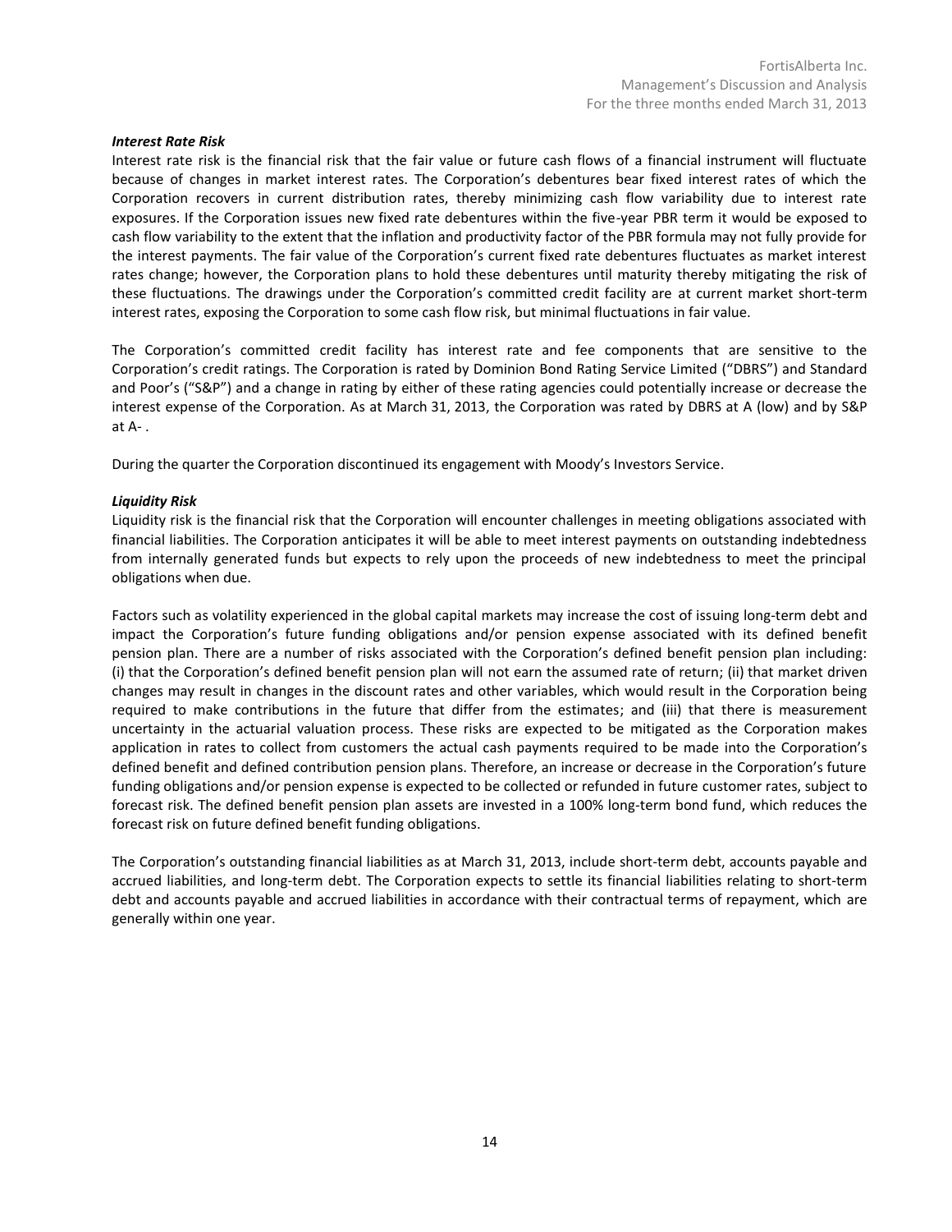***Interest Rate Risk***

Interest rate risk is the financial risk that the fair value or future cash flows of a financial instrument will fluctuate because of changes in market interest rates. The Corporation's debentures bear fixed interest rates of which the Corporation recovers in current distribution rates, thereby minimizing cash flow variability due to interest rate exposures. If the Corporation issues new fixed rate debentures within the five-year PBR term it would be exposed to cash flow variability to the extent that the inflation and productivity factor of the PBR formula may not fully provide for the interest payments. The fair value of the Corporation's current fixed rate debentures fluctuates as market interest rates change; however, the Corporation plans to hold these debentures until maturity thereby mitigating the risk of these fluctuations. The drawings under the Corporation's committed credit facility are at current market short-term interest rates, exposing the Corporation to some cash flow risk, but minimal fluctuations in fair value.

The Corporation's committed credit facility has interest rate and fee components that are sensitive to the Corporation's credit ratings. The Corporation is rated by Dominion Bond Rating Service Limited ("DBRS") and Standard and Poor's ("S&P") and a change in rating by either of these rating agencies could potentially increase or decrease the interest expense of the Corporation. As at March 31, 2013, the Corporation was rated by DBRS at A (low) and by S&P at A- .

During the quarter the Corporation discontinued its engagement with Moody's Investors Service.

***Liquidity Risk***

Liquidity risk is the financial risk that the Corporation will encounter challenges in meeting obligations associated with financial liabilities. The Corporation anticipates it will be able to meet interest payments on outstanding indebtedness from internally generated funds but expects to rely upon the proceeds of new indebtedness to meet the principal obligations when due.

Factors such as volatility experienced in the global capital markets may increase the cost of issuing long-term debt and impact the Corporation's future funding obligations and/or pension expense associated with its defined benefit pension plan. There are a number of risks associated with the Corporation's defined benefit pension plan including: (i) that the Corporation's defined benefit pension plan will not earn the assumed rate of return; (ii) that market driven changes may result in changes in the discount rates and other variables, which would result in the Corporation being required to make contributions in the future that differ from the estimates; and (iii) that there is measurement uncertainty in the actuarial valuation process. These risks are expected to be mitigated as the Corporation makes application in rates to collect from customers the actual cash payments required to be made into the Corporation's defined benefit and defined contribution pension plans. Therefore, an increase or decrease in the Corporation's future funding obligations and/or pension expense is expected to be collected or refunded in future customer rates, subject to forecast risk. The defined benefit pension plan assets are invested in a 100% long-term bond fund, which reduces the forecast risk on future defined benefit funding obligations.

The Corporation's outstanding financial liabilities as at March 31, 2013, include short-term debt, accounts payable and accrued liabilities, and long-term debt. The Corporation expects to settle its financial liabilities relating to short-term debt and accounts payable and accrued liabilities in accordance with their contractual terms of repayment, which are generally within one year.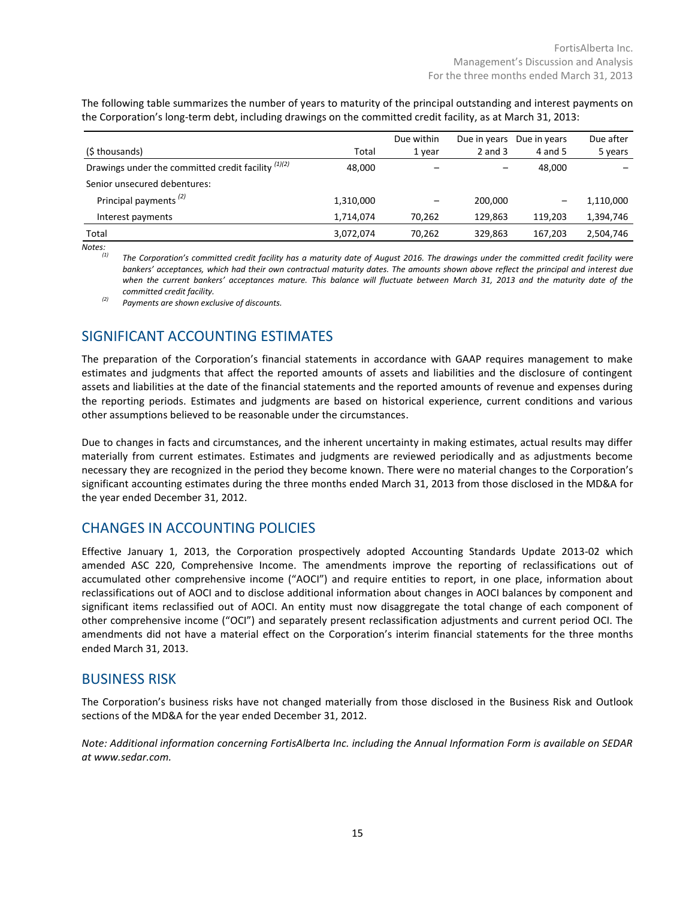The following table summarizes the number of years to maturity of the principal outstanding and interest payments on the Corporation's long-term debt, including drawings on the committed credit facility, as at March 31, 2013:

| ($ thousands) | Total | Due within 1 year | Due in years 2 and 3 | Due in years 4 and 5 | Due after 5 years |
|---|---|---|---|---|---|
| Drawings under the committed credit facility [(1)(2)] | 48,000 | – | – | 48,000 | – |
| Senior unsecured debentures: | | | | | |
| Principal payments [(2)] | 1,310,000 | – | 200,000 | – | 1,110,000 |
| Interest payments | 1,714,074 | 70,262 | 129,863 | 119,203 | 1,394,746 |
| Total | 3,072,074 | 70,262 | 329,863 | 167,203 | 2,504,746 |

*Notes:*

[(1)] *The Corporation's committed credit facility has a maturity date of August 2016. The drawings under the committed credit facility were bankers' acceptances, which had their own contractual maturity dates. The amounts shown above reflect the principal and interest due when the current bankers' acceptances mature. This balance will fluctuate between March 31, 2013 and the maturity date of the committed credit facility.*

[(2)] *Payments are shown exclusive of discounts.*

## SIGNIFICANT ACCOUNTING ESTIMATES

The preparation of the Corporation's financial statements in accordance with GAAP requires management to make estimates and judgments that affect the reported amounts of assets and liabilities and the disclosure of contingent assets and liabilities at the date of the financial statements and the reported amounts of revenue and expenses during the reporting periods. Estimates and judgments are based on historical experience, current conditions and various other assumptions believed to be reasonable under the circumstances.

Due to changes in facts and circumstances, and the inherent uncertainty in making estimates, actual results may differ materially from current estimates. Estimates and judgments are reviewed periodically and as adjustments become necessary they are recognized in the period they become known. There were no material changes to the Corporation's significant accounting estimates during the three months ended March 31, 2013 from those disclosed in the MD&A for the year ended December 31, 2012.

## CHANGES IN ACCOUNTING POLICIES

Effective January 1, 2013, the Corporation prospectively adopted Accounting Standards Update 2013-02 which amended ASC 220, Comprehensive Income. The amendments improve the reporting of reclassifications out of accumulated other comprehensive income ("AOCI") and require entities to report, in one place, information about reclassifications out of AOCI and to disclose additional information about changes in AOCI balances by component and significant items reclassified out of AOCI. An entity must now disaggregate the total change of each component of other comprehensive income ("OCI") and separately present reclassification adjustments and current period OCI. The amendments did not have a material effect on the Corporation's interim financial statements for the three months ended March 31, 2013.

## BUSINESS RISK

The Corporation's business risks have not changed materially from those disclosed in the Business Risk and Outlook sections of the MD&A for the year ended December 31, 2012.

*Note: Additional information concerning FortisAlberta Inc. including the Annual Information Form is available on SEDAR at www.sedar.com.*